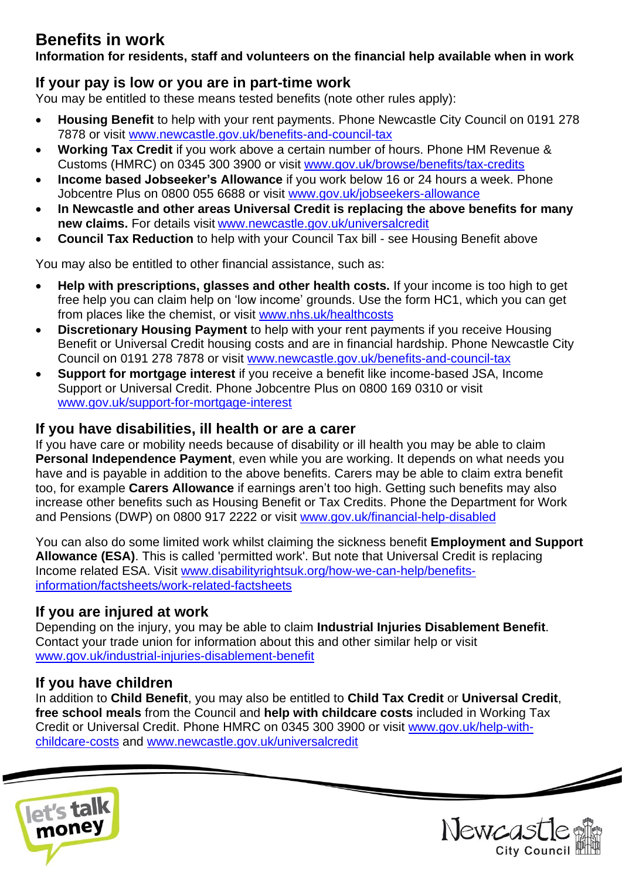# Benefits in work

**Information for residents, staff and volunteers on the financial help available when in work**

## If your pay is low or you are in part-time work

You may be entitled to these means tested benefits (note other rules apply):

- **Housing Benefit** to help with your rent payments. Phone Newcastle City Council on 0191 278 7878 or visit www.newcastle.gov.uk/benefits-and-council-tax
- **Working Tax Credit** if you work above a certain number of hours. Phone HM Revenue & Customs (HMRC) on 0345 300 3900 or visit www.gov.uk/browse/benefits/tax-credits
- **Income based Jobseeker's Allowance** if you work below 16 or 24 hours a week. Phone Jobcentre Plus on 0800 055 6688 or visit www.gov.uk/jobseekers-allowance
- **In Newcastle and other areas Universal Credit is replacing the above benefits for many new claims.** For details visit www.newcastle.gov.uk/universalcredit
- **Council Tax Reduction** to help with your Council Tax bill - see Housing Benefit above

You may also be entitled to other financial assistance, such as:

- **Help with prescriptions, glasses and other health costs.** If your income is too high to get free help you can claim help on 'low income' grounds. Use the form HC1, which you can get from places like the chemist, or visit www.nhs.uk/healthcosts
- **Discretionary Housing Payment** to help with your rent payments if you receive Housing Benefit or Universal Credit housing costs and are in financial hardship. Phone Newcastle City Council on 0191 278 7878 or visit www.newcastle.gov.uk/benefits-and-council-tax
- **Support for mortgage interest** if you receive a benefit like income-based JSA, Income Support or Universal Credit. Phone Jobcentre Plus on 0800 169 0310 or visit www.gov.uk/support-for-mortgage-interest

## If you have disabilities, ill health or are a carer

If you have care or mobility needs because of disability or ill health you may be able to claim **Personal Independence Payment**, even while you are working. It depends on what needs you have and is payable in addition to the above benefits. Carers may be able to claim extra benefit too, for example **Carers Allowance** if earnings aren't too high. Getting such benefits may also increase other benefits such as Housing Benefit or Tax Credits. Phone the Department for Work and Pensions (DWP) on 0800 917 2222 or visit www.gov.uk/financial-help-disabled

You can also do some limited work whilst claiming the sickness benefit **Employment and Support Allowance (ESA)**. This is called 'permitted work'. But note that Universal Credit is replacing Income related ESA. Visit www.disabilityrightsuk.org/how-we-can-help/benefits-information/factsheets/work-related-factsheets

## If you are injured at work

Depending on the injury, you may be able to claim **Industrial Injuries Disablement Benefit**. Contact your trade union for information about this and other similar help or visit www.gov.uk/industrial-injuries-disablement-benefit

## If you have children

In addition to **Child Benefit**, you may also be entitled to **Child Tax Credit** or **Universal Credit**, **free school meals** from the Council and **help with childcare costs** included in Working Tax Credit or Universal Credit. Phone HMRC on 0345 300 3900 or visit www.gov.uk/help-with-childcare-costs and www.newcastle.gov.uk/universalcredit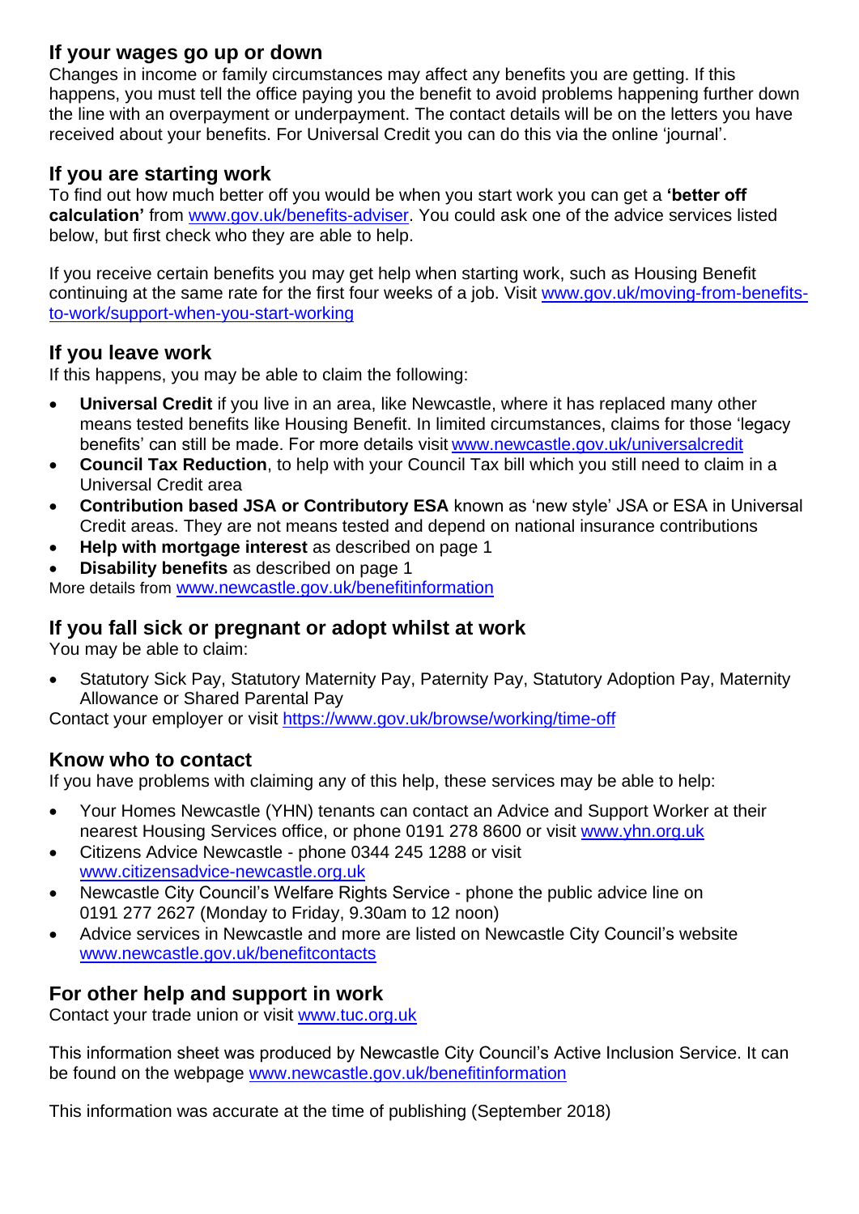## If your wages go up or down

Changes in income or family circumstances may affect any benefits you are getting. If this happens, you must tell the office paying you the benefit to avoid problems happening further down the line with an overpayment or underpayment. The contact details will be on the letters you have received about your benefits. For Universal Credit you can do this via the online 'journal'.

## If you are starting work

To find out how much better off you would be when you start work you can get a **'better off calculation'** from www.gov.uk/benefits-adviser. You could ask one of the advice services listed below, but first check who they are able to help.

If you receive certain benefits you may get help when starting work, such as Housing Benefit continuing at the same rate for the first four weeks of a job. Visit www.gov.uk/moving-from-benefits-to-work/support-when-you-start-working

## If you leave work

If this happens, you may be able to claim the following:

- **Universal Credit** if you live in an area, like Newcastle, where it has replaced many other means tested benefits like Housing Benefit. In limited circumstances, claims for those 'legacy benefits' can still be made. For more details visit www.newcastle.gov.uk/universalcredit
- **Council Tax Reduction**, to help with your Council Tax bill which you still need to claim in a Universal Credit area
- **Contribution based JSA or Contributory ESA** known as 'new style' JSA or ESA in Universal Credit areas. They are not means tested and depend on national insurance contributions
- **Help with mortgage interest** as described on page 1
- **Disability benefits** as described on page 1

More details from www.newcastle.gov.uk/benefitinformation

## If you fall sick or pregnant or adopt whilst at work

You may be able to claim:

- Statutory Sick Pay, Statutory Maternity Pay, Paternity Pay, Statutory Adoption Pay, Maternity Allowance or Shared Parental Pay

Contact your employer or visit https://www.gov.uk/browse/working/time-off

## Know who to contact

If you have problems with claiming any of this help, these services may be able to help:

- Your Homes Newcastle (YHN) tenants can contact an Advice and Support Worker at their nearest Housing Services office, or phone 0191 278 8600 or visit www.yhn.org.uk
- Citizens Advice Newcastle - phone 0344 245 1288 or visit www.citizensadvice-newcastle.org.uk
- Newcastle City Council's Welfare Rights Service - phone the public advice line on 0191 277 2627 (Monday to Friday, 9.30am to 12 noon)
- Advice services in Newcastle and more are listed on Newcastle City Council's website www.newcastle.gov.uk/benefitcontacts

## For other help and support in work

Contact your trade union or visit www.tuc.org.uk

This information sheet was produced by Newcastle City Council's Active Inclusion Service. It can be found on the webpage www.newcastle.gov.uk/benefitinformation

This information was accurate at the time of publishing (September 2018)